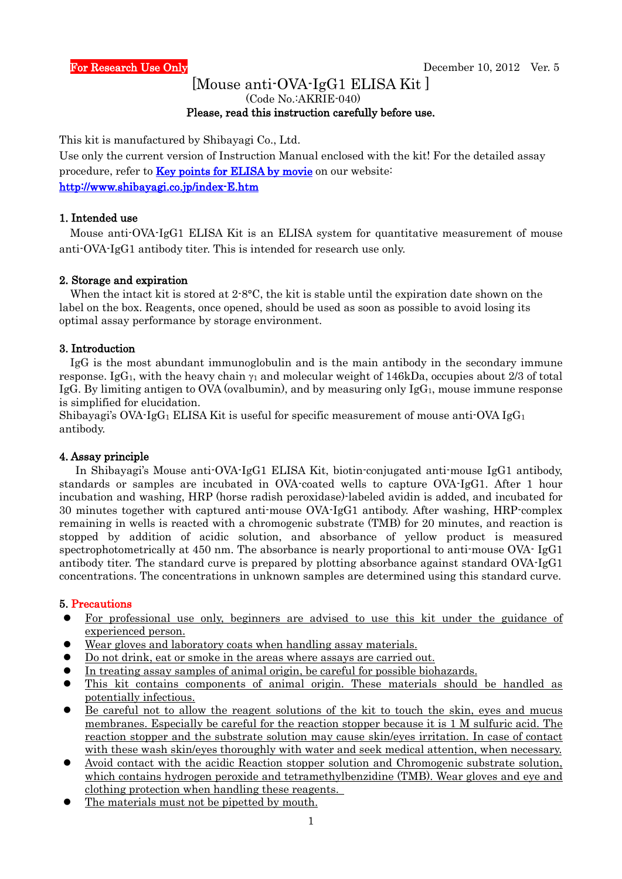**For Research Use Only**

December 10, 2012 Ver. 5

# [Mouse anti-OVA-IgG1 ELISA Kit ]

(Code No.:AKRIE-040)

**Please, read this instruction carefully before use.**

This kit is manufactured by Shibayagi Co., Ltd.
Use only the current version of Instruction Manual enclosed with the kit! For the detailed assay procedure, refer to **Key points for ELISA by movie** on our website:
http://www.shibayagi.co.jp/index-E.htm

## 1. Intended use

Mouse anti-OVA-IgG1 ELISA Kit is an ELISA system for quantitative measurement of mouse anti-OVA-IgG1 antibody titer. This is intended for research use only.

## 2. Storage and expiration

When the intact kit is stored at 2-8°C, the kit is stable until the expiration date shown on the label on the box. Reagents, once opened, should be used as soon as possible to avoid losing its optimal assay performance by storage environment.

## 3. Introduction

IgG is the most abundant immunoglobulin and is the main antibody in the secondary immune response. $IgG_1$, with the heavy chain $\gamma_1$ and molecular weight of 146kDa, occupies about 2/3 of total IgG. By limiting antigen to OVA (ovalbumin), and by measuring only $IgG_1$, mouse immune response is simplified for elucidation.
Shibayagi's OVA-$IgG_1$ ELISA Kit is useful for specific measurement of mouse anti-OVA $IgG_1$ antibody.

## 4. Assay principle

In Shibayagi's Mouse anti-OVA-IgG1 ELISA Kit, biotin-conjugated anti-mouse IgG1 antibody, standards or samples are incubated in OVA-coated wells to capture OVA-IgG1. After 1 hour incubation and washing, HRP (horse radish peroxidase)-labeled avidin is added, and incubated for 30 minutes together with captured anti-mouse OVA-IgG1 antibody. After washing, HRP-complex remaining in wells is reacted with a chromogenic substrate (TMB) for 20 minutes, and reaction is stopped by addition of acidic solution, and absorbance of yellow product is measured spectrophotometrically at 450 nm. The absorbance is nearly proportional to anti-mouse OVA- IgG1 antibody titer. The standard curve is prepared by plotting absorbance against standard OVA-IgG1 concentrations. The concentrations in unknown samples are determined using this standard curve.

## 5. Precautions

- For professional use only, beginners are advised to use this kit under the guidance of experienced person.
- Wear gloves and laboratory coats when handling assay materials.
- Do not drink, eat or smoke in the areas where assays are carried out.
- In treating assay samples of animal origin, be careful for possible biohazards.
- This kit contains components of animal origin. These materials should be handled as potentially infectious.
- Be careful not to allow the reagent solutions of the kit to touch the skin, eyes and mucus membranes. Especially be careful for the reaction stopper because it is 1 M sulfuric acid. The reaction stopper and the substrate solution may cause skin/eyes irritation. In case of contact with these wash skin/eyes thoroughly with water and seek medical attention, when necessary.
- Avoid contact with the acidic Reaction stopper solution and Chromogenic substrate solution, which contains hydrogen peroxide and tetramethylbenzidine (TMB). Wear gloves and eye and clothing protection when handling these reagents.
- The materials must not be pipetted by mouth.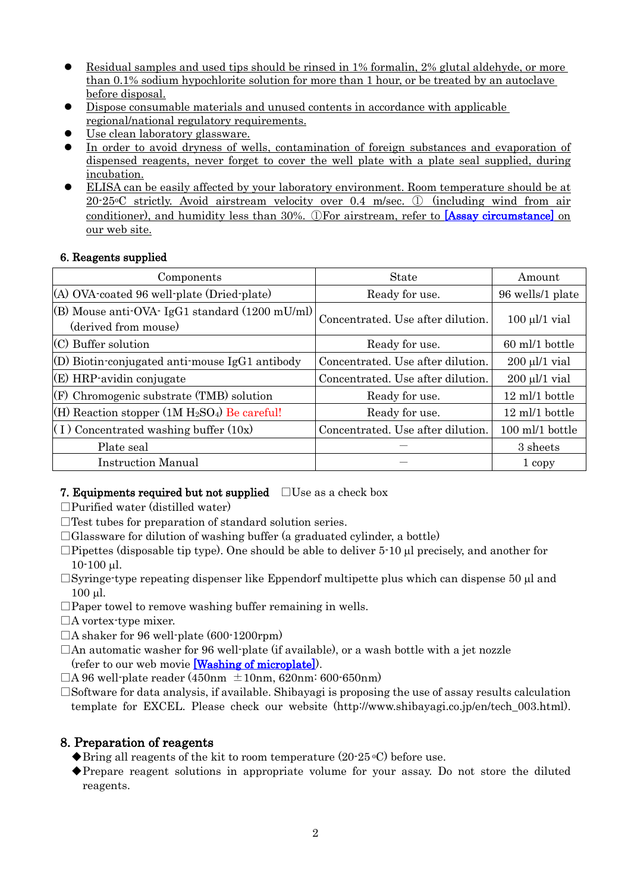- Residual samples and used tips should be rinsed in 1% formalin, 2% glutal aldehyde, or more than 0.1% sodium hypochlorite solution for more than 1 hour, or be treated by an autoclave before disposal.
- Dispose consumable materials and unused contents in accordance with applicable regional/national regulatory requirements.
- Use clean laboratory glassware.
- In order to avoid dryness of wells, contamination of foreign substances and evaporation of dispensed reagents, never forget to cover the well plate with a plate seal supplied, during incubation.
- ELISA can be easily affected by your laboratory environment. Room temperature should be at 20-25°C strictly. Avoid airstream velocity over 0.4 m/sec. ① (including wind from air conditioner), and humidity less than 30%. ①For airstream, refer to [Assay circumstance] on our web site.

### 6. Reagents supplied

| Components | State | Amount |
|---|---|---|
| (A) OVA-coated 96 well-plate (Dried-plate) | Ready for use. | 96 wells/1 plate |
| (B) Mouse anti-OVA- IgG1 standard (1200 mU/ml) (derived from mouse) | Concentrated. Use after dilution. | 100 µl/1 vial |
| (C) Buffer solution | Ready for use. | 60 ml/1 bottle |
| (D) Biotin-conjugated anti-mouse IgG1 antibody | Concentrated. Use after dilution. | 200 µl/1 vial |
| (E) HRP-avidin conjugate | Concentrated. Use after dilution. | 200 µl/1 vial |
| (F) Chromogenic substrate (TMB) solution | Ready for use. | 12 ml/1 bottle |
| (H) Reaction stopper (1M $H_2SO_4$) Be careful! | Ready for use. | 12 ml/1 bottle |
| (I) Concentrated washing buffer (10x) | Concentrated. Use after dilution. | 100 ml/1 bottle |
| Plate seal | — | 3 sheets |
| Instruction Manual | — | 1 copy |

### 7. Equipments required but not supplied ☐Use as a check box

☐Purified water (distilled water)
☐Test tubes for preparation of standard solution series.
☐Glassware for dilution of washing buffer (a graduated cylinder, a bottle)
☐Pipettes (disposable tip type). One should be able to deliver 5-10 µl precisely, and another for 10-100 µl.
☐Syringe-type repeating dispenser like Eppendorf multipette plus which can dispense 50 µl and 100 µl.
☐Paper towel to remove washing buffer remaining in wells.
☐A vortex-type mixer.
☐A shaker for 96 well-plate (600-1200rpm)
☐An automatic washer for 96 well-plate (if available), or a wash bottle with a jet nozzle (refer to our web movie [Washing of microplate]).
☐A 96 well-plate reader (450nm ±10nm, 620nm: 600-650nm)
☐Software for data analysis, if available. Shibayagi is proposing the use of assay results calculation template for EXCEL. Please check our website (http://www.shibayagi.co.jp/en/tech_003.html).

## 8. Preparation of reagents

◆Bring all reagents of the kit to room temperature (20-25 °C) before use.
◆Prepare reagent solutions in appropriate volume for your assay. Do not store the diluted reagents.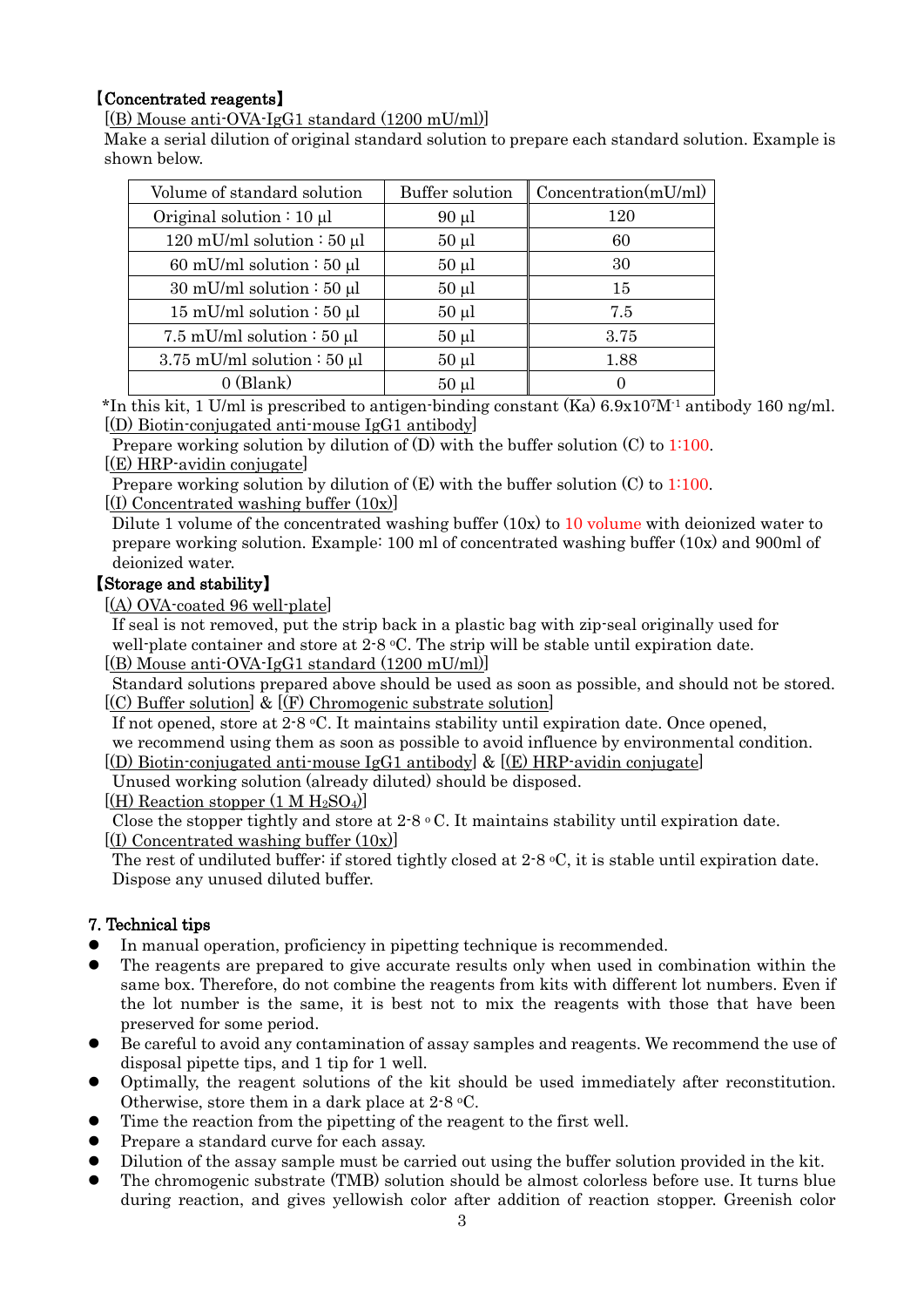**【Concentrated reagents】**

[(B) Mouse anti-OVA-IgG1 standard (1200 mU/ml)]

Make a serial dilution of original standard solution to prepare each standard solution. Example is shown below.

| Volume of standard solution | Buffer solution | Concentration(mU/ml) |
|---|---|---|
| Original solution : 10 µl | 90 µl | 120 |
| 120 mU/ml solution : 50 µl | 50 µl | 60 |
| 60 mU/ml solution : 50 µl | 50 µl | 30 |
| 30 mU/ml solution : 50 µl | 50 µl | 15 |
| 15 mU/ml solution : 50 µl | 50 µl | 7.5 |
| 7.5 mU/ml solution : 50 µl | 50 µl | 3.75 |
| 3.75 mU/ml solution : 50 µl | 50 µl | 1.88 |
| 0 (Blank) | 50 µl | 0 |

*In this kit, 1 U/ml is prescribed to antigen-binding constant (Ka) $6.9\times10^{7}M^{-1}$ antibody 160 ng/ml.

[(D) Biotin-conjugated anti-mouse IgG1 antibody]

Prepare working solution by dilution of (D) with the buffer solution (C) to 1:100.

[(E) HRP-avidin conjugate]

Prepare working solution by dilution of (E) with the buffer solution (C) to 1:100.

[(I) Concentrated washing buffer (10x)]

Dilute 1 volume of the concentrated washing buffer (10x) to 10 volume with deionized water to prepare working solution. Example: 100 ml of concentrated washing buffer (10x) and 900ml of deionized water.

**【Storage and stability】**

[(A) OVA-coated 96 well-plate]

If seal is not removed, put the strip back in a plastic bag with zip-seal originally used for well-plate container and store at 2-8 °C. The strip will be stable until expiration date.

[(B) Mouse anti-OVA-IgG1 standard (1200 mU/ml)]

Standard solutions prepared above should be used as soon as possible, and should not be stored.

[(C) Buffer solution] & [(F) Chromogenic substrate solution]

If not opened, store at 2-8 °C. It maintains stability until expiration date. Once opened, we recommend using them as soon as possible to avoid influence by environmental condition.

[(D) Biotin-conjugated anti-mouse IgG1 antibody] & [(E) HRP-avidin conjugate]

Unused working solution (already diluted) should be disposed.

[(H) Reaction stopper (1 M $H_2SO_4$)]

Close the stopper tightly and store at 2-8 °C. It maintains stability until expiration date.

[(I) Concentrated washing buffer (10x)]

The rest of undiluted buffer: if stored tightly closed at 2-8 °C, it is stable until expiration date. Dispose any unused diluted buffer.

**7. Technical tips**

- In manual operation, proficiency in pipetting technique is recommended.
- The reagents are prepared to give accurate results only when used in combination within the same box. Therefore, do not combine the reagents from kits with different lot numbers. Even if the lot number is the same, it is best not to mix the reagents with those that have been preserved for some period.
- Be careful to avoid any contamination of assay samples and reagents. We recommend the use of disposal pipette tips, and 1 tip for 1 well.
- Optimally, the reagent solutions of the kit should be used immediately after reconstitution. Otherwise, store them in a dark place at 2-8 °C.
- Time the reaction from the pipetting of the reagent to the first well.
- Prepare a standard curve for each assay.
- Dilution of the assay sample must be carried out using the buffer solution provided in the kit.
- The chromogenic substrate (TMB) solution should be almost colorless before use. It turns blue during reaction, and gives yellowish color after addition of reaction stopper. Greenish color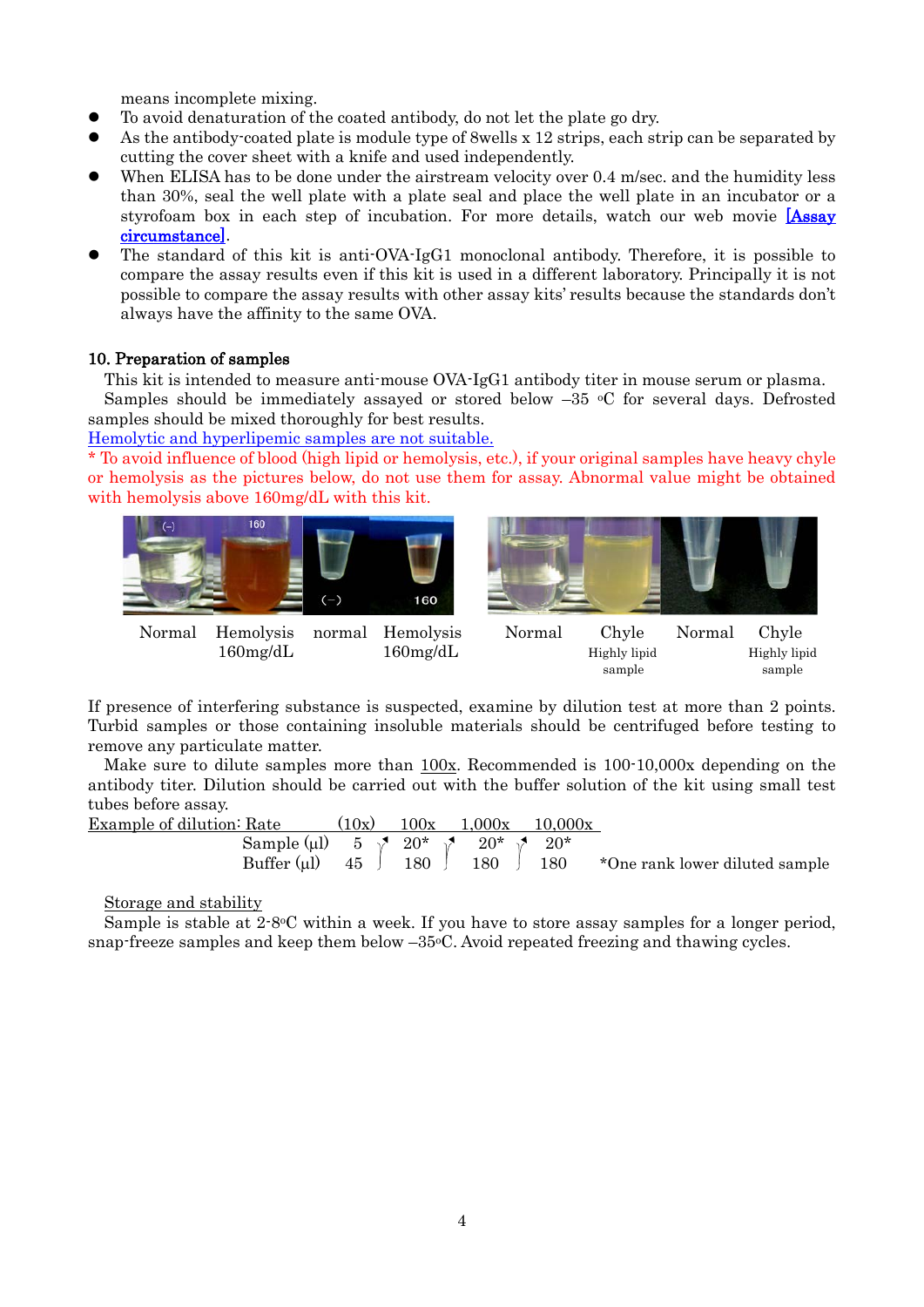means incomplete mixing.

- To avoid denaturation of the coated antibody, do not let the plate go dry.
- As the antibody-coated plate is module type of 8wells x 12 strips, each strip can be separated by cutting the cover sheet with a knife and used independently.
- When ELISA has to be done under the airstream velocity over 0.4 m/sec. and the humidity less than 30%, seal the well plate with a plate seal and place the well plate in an incubator or a styrofoam box in each step of incubation. For more details, watch our web movie [Assay circumstance].
- The standard of this kit is anti-OVA-IgG1 monoclonal antibody. Therefore, it is possible to compare the assay results even if this kit is used in a different laboratory. Principally it is not possible to compare the assay results with other assay kits' results because the standards don't always have the affinity to the same OVA.

## 10. Preparation of samples

This kit is intended to measure anti-mouse OVA-IgG1 antibody titer in mouse serum or plasma.

Samples should be immediately assayed or stored below –35 °C for several days. Defrosted samples should be mixed thoroughly for best results.

Hemolytic and hyperlipemic samples are not suitable.

* To avoid influence of blood (high lipid or hemolysis, etc.), if your original samples have heavy chyle or hemolysis as the pictures below, do not use them for assay. Abnormal value might be obtained with hemolysis above 160mg/dL with this kit.

Normal | Hemolysis 160mg/dL | normal | Hemolysis 160mg/dL | Normal | Chyle Highly lipid sample | Normal | Chyle Highly lipid sample

If presence of interfering substance is suspected, examine by dilution test at more than 2 points. Turbid samples or those containing insoluble materials should be centrifuged before testing to remove any particulate matter.

Make sure to dilute samples more than 100x. Recommended is 100-10,000x depending on the antibody titer. Dilution should be carried out with the buffer solution of the kit using small test tubes before assay.

| Example of dilution: Rate | (10x) | 100x | 1,000x | 10,000x |
|---|---|---|---|---|
| Sample (μl) | 5 | 20* | 20* | 20* |
| Buffer (μl) | 45 | 180 | 180 | 180 |

*One rank lower diluted sample

Storage and stability

Sample is stable at 2-8°C within a week. If you have to store assay samples for a longer period, snap-freeze samples and keep them below –35°C. Avoid repeated freezing and thawing cycles.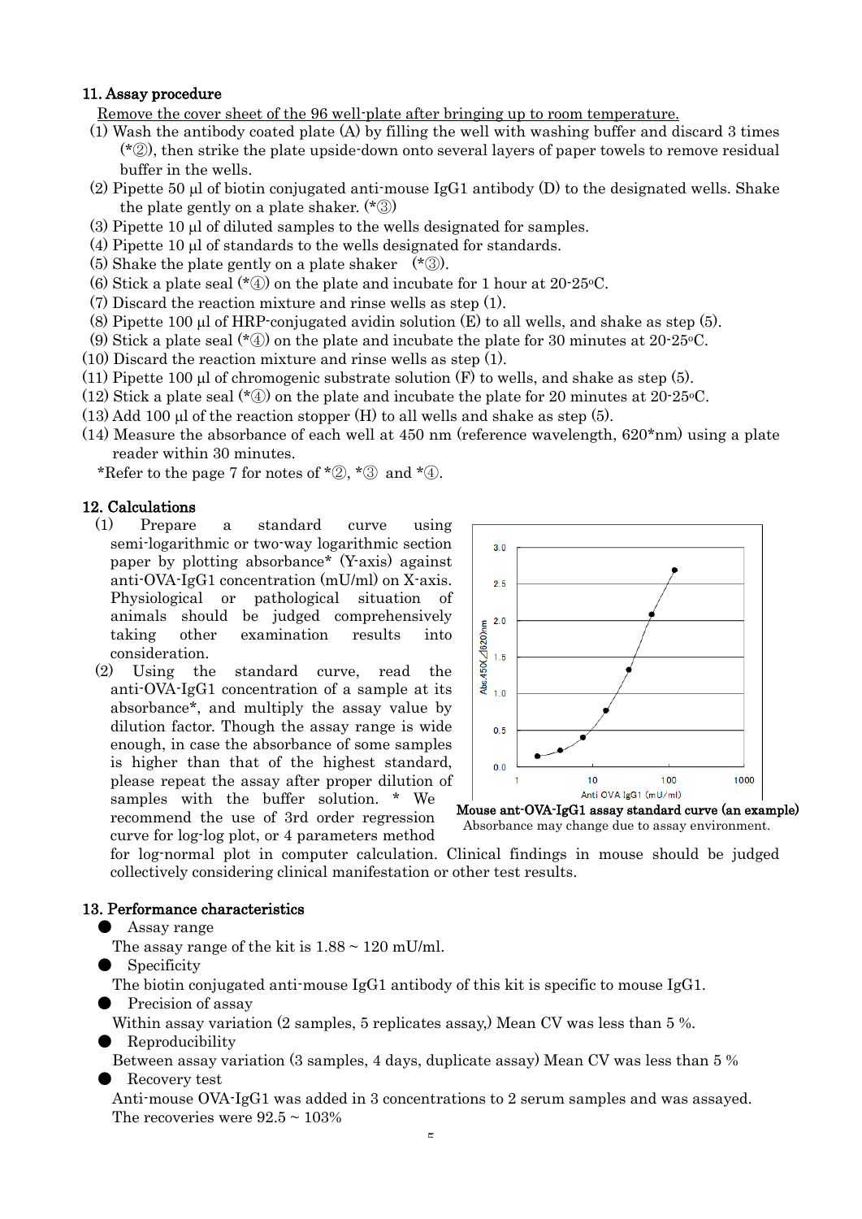## 11. Assay procedure

Remove the cover sheet of the 96 well-plate after bringing up to room temperature.

(1) Wash the antibody coated plate (A) by filling the well with washing buffer and discard 3 times (*②), then strike the plate upside-down onto several layers of paper towels to remove residual buffer in the wells.
(2) Pipette 50 µl of biotin conjugated anti-mouse IgG1 antibody (D) to the designated wells. Shake the plate gently on a plate shaker. (*③)
(3) Pipette 10 µl of diluted samples to the wells designated for samples.
(4) Pipette 10 µl of standards to the wells designated for standards.
(5) Shake the plate gently on a plate shaker (*③).
(6) Stick a plate seal (*④) on the plate and incubate for 1 hour at 20-25°C.
(7) Discard the reaction mixture and rinse wells as step (1).
(8) Pipette 100 µl of HRP-conjugated avidin solution (E) to all wells, and shake as step (5).
(9) Stick a plate seal (*④) on the plate and incubate the plate for 30 minutes at 20-25°C.
(10) Discard the reaction mixture and rinse wells as step (1).
(11) Pipette 100 µl of chromogenic substrate solution (F) to wells, and shake as step (5).
(12) Stick a plate seal (*④) on the plate and incubate the plate for 20 minutes at 20-25°C.
(13) Add 100 µl of the reaction stopper (H) to all wells and shake as step (5).
(14) Measure the absorbance of each well at 450 nm (reference wavelength, 620*nm) using a plate reader within 30 minutes.

*Refer to the page 7 for notes of *②, *③ and *④.

## 12. Calculations

(1) Prepare a standard curve using semi-logarithmic or two-way logarithmic section paper by plotting absorbance* (Y-axis) against anti-OVA-IgG1 concentration (mU/ml) on X-axis. Physiological or pathological situation of animals should be judged comprehensively taking other examination results into consideration.
(2) Using the standard curve, read the anti-OVA-IgG1 concentration of a sample at its absorbance*, and multiply the assay value by dilution factor. Though the assay range is wide enough, in case the absorbance of some samples is higher than that of the highest standard, please repeat the assay after proper dilution of samples with the buffer solution. * We recommend the use of 3rd order regression curve for log-log plot, or 4 parameters method for log-normal plot in computer calculation. Clinical findings in mouse should be judged collectively considering clinical manifestation or other test results.

**Mouse ant-OVA-IgG1 assay standard curve (an example)**
Absorbance may change due to assay environment.

## 13. Performance characteristics

- Assay range

  The assay range of the kit is 1.88 ~ 120 mU/ml.
- Specificity

  The biotin conjugated anti-mouse IgG1 antibody of this kit is specific to mouse IgG1.
- Precision of assay

  Within assay variation (2 samples, 5 replicates assay,) Mean CV was less than 5 %.
- Reproducibility

  Between assay variation (3 samples, 4 days, duplicate assay) Mean CV was less than 5 %
- Recovery test

  Anti-mouse OVA-IgG1 was added in 3 concentrations to 2 serum samples and was assayed. The recoveries were 92.5 ~ 103%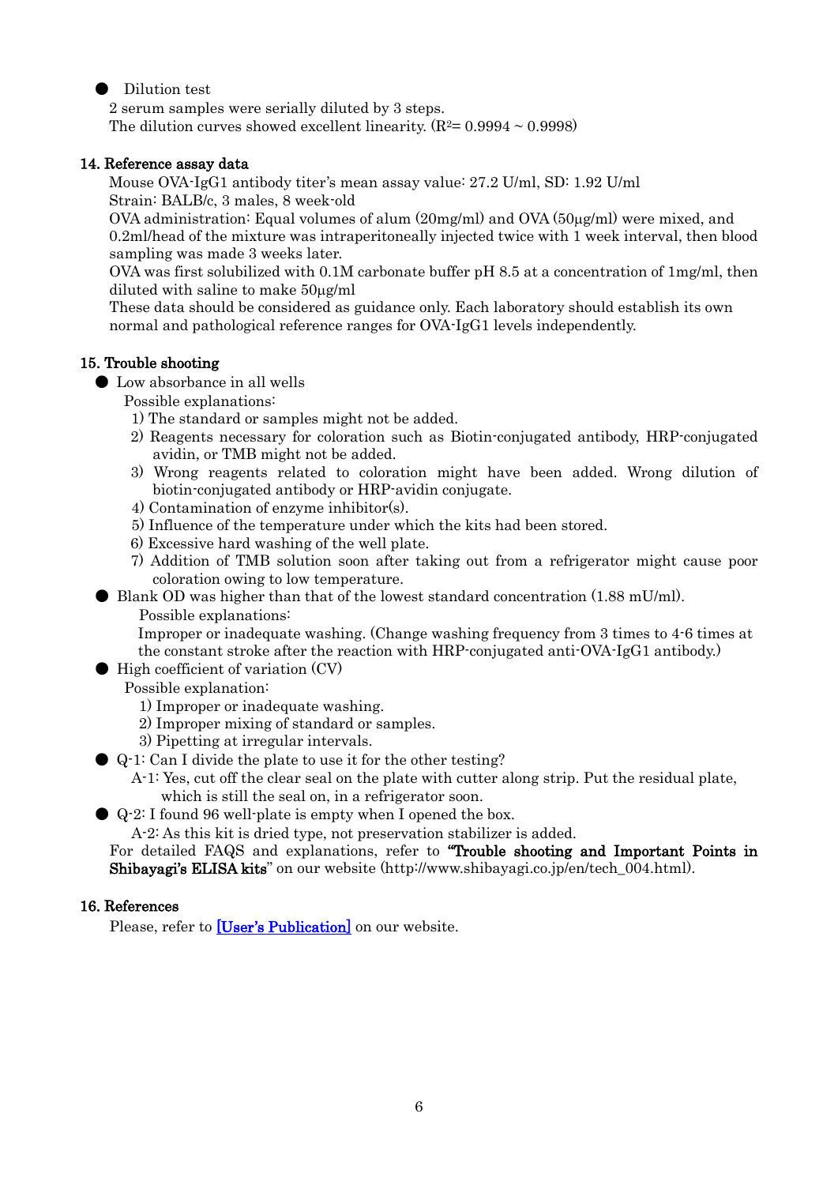- Dilution test

  2 serum samples were serially diluted by 3 steps.
  The dilution curves showed excellent linearity. ($R^2$= 0.9994 ~ 0.9998)

## 14. Reference assay data

Mouse OVA-IgG1 antibody titer's mean assay value: 27.2 U/ml, SD: 1.92 U/ml
Strain: BALB/c, 3 males, 8 week-old
OVA administration: Equal volumes of alum (20mg/ml) and OVA (50μg/ml) were mixed, and 0.2ml/head of the mixture was intraperitoneally injected twice with 1 week interval, then blood sampling was made 3 weeks later.
OVA was first solubilized with 0.1M carbonate buffer pH 8.5 at a concentration of 1mg/ml, then diluted with saline to make 50μg/ml
These data should be considered as guidance only. Each laboratory should establish its own normal and pathological reference ranges for OVA-IgG1 levels independently.

## 15. Trouble shooting

- Low absorbance in all wells

  Possible explanations:
  1) The standard or samples might not be added.
  2) Reagents necessary for coloration such as Biotin-conjugated antibody, HRP-conjugated avidin, or TMB might not be added.
  3) Wrong reagents related to coloration might have been added. Wrong dilution of biotin-conjugated antibody or HRP-avidin conjugate.
  4) Contamination of enzyme inhibitor(s).
  5) Influence of the temperature under which the kits had been stored.
  6) Excessive hard washing of the well plate.
  7) Addition of TMB solution soon after taking out from a refrigerator might cause poor coloration owing to low temperature.
- Blank OD was higher than that of the lowest standard concentration (1.88 mU/ml).

  Possible explanations:
  Improper or inadequate washing. (Change washing frequency from 3 times to 4-6 times at the constant stroke after the reaction with HRP-conjugated anti-OVA-IgG1 antibody.)
- High coefficient of variation (CV)

  Possible explanation:
  1) Improper or inadequate washing.
  2) Improper mixing of standard or samples.
  3) Pipetting at irregular intervals.
- Q-1: Can I divide the plate to use it for the other testing?

  A-1: Yes, cut off the clear seal on the plate with cutter along strip. Put the residual plate, which is still the seal on, in a refrigerator soon.
- Q-2: I found 96 well-plate is empty when I opened the box.

  A-2: As this kit is dried type, not preservation stabilizer is added.

For detailed FAQS and explanations, refer to **"Trouble shooting and Important Points in Shibayagi's ELISA kits"** on our website (http://www.shibayagi.co.jp/en/tech_004.html).

## 16. References

Please, refer to [User's Publication] on our website.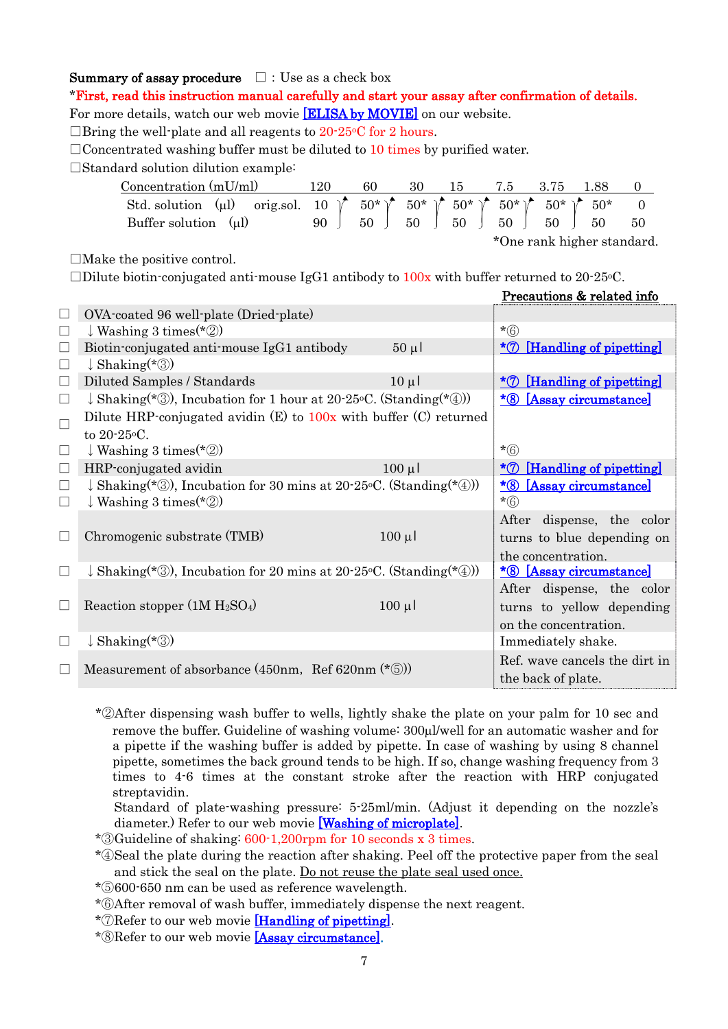**Summary of assay procedure** □ : Use as a check box

***First, read this instruction manual carefully and start your assay after confirmation of details.**

For more details, watch our web movie [ELISA by MOVIE] on our website.

□Bring the well-plate and all reagents to 20-25°C for 2 hours.

□Concentrated washing buffer must be diluted to 10 times by purified water.

□Standard solution dilution example:

| Concentration (mU/ml) | | 120 | 60 | 30 | 15 | 7.5 | 3.75 | 1.88 | 0 |
|---|---|---|---|---|---|---|---|---|---|
| Std. solution (μl) | orig.sol. | 10 | 50* | 50* | 50* | 50* | 50* | 50* | 0 |
| Buffer solution (μl) | | 90 | 50 | 50 | 50 | 50 | 50 | 50 | 50 |

*One rank higher standard.

□Make the positive control.

□Dilute biotin-conjugated anti-mouse IgG1 antibody to 100x with buffer returned to 20-25°C.

| | Procedure | Volume | Precautions & related info |
|---|---|---|---|
| □ | OVA-coated 96 well-plate (Dried-plate) | | |
| □ | ↓ Washing 3 times(*②) | | *⑥ |
| □ | Biotin-conjugated anti-mouse IgG1 antibody | 50 μl | *⑦ [Handling of pipetting] |
| □ | ↓ Shaking(*③) | | |
| □ | Diluted Samples / Standards | 10 μl | *⑦ [Handling of pipetting] |
| □ | ↓ Shaking(*③), Incubation for 1 hour at 20-25°C. (Standing(*④)) | | *⑧ [Assay circumstance] |
| □ | Dilute HRP-conjugated avidin (E) to 100x with buffer (C) returned to 20-25°C. | | |
| □ | ↓ Washing 3 times(*②) | | *⑥ |
| □ | HRP-conjugated avidin | 100 μl | *⑦ [Handling of pipetting] |
| □ | ↓ Shaking(*③), Incubation for 30 mins at 20-25°C. (Standing(*④)) | | *⑧ [Assay circumstance] |
| □ | ↓ Washing 3 times(*②) | | *⑥ |
| □ | Chromogenic substrate (TMB) | 100 μl | After dispense, the color turns to blue depending on the concentration. |
| □ | ↓ Shaking(*③), Incubation for 20 mins at 20-25°C. (Standing(*④)) | | *⑧ [Assay circumstance] |
| □ | Reaction stopper (1M $H_2SO_4$) | 100 μl | After dispense, the color turns to yellow depending on the concentration. |
| □ | ↓ Shaking(*③) | | Immediately shake. |
| □ | Measurement of absorbance (450nm, Ref 620nm (*⑤)) | | Ref. wave cancels the dirt in the back of plate. |

*②After dispensing wash buffer to wells, lightly shake the plate on your palm for 10 sec and remove the buffer. Guideline of washing volume: 300μl/well for an automatic washer and for a pipette if the washing buffer is added by pipette. In case of washing by using 8 channel pipette, sometimes the back ground tends to be high. If so, change washing frequency from 3 times to 4-6 times at the constant stroke after the reaction with HRP conjugated streptavidin.
Standard of plate-washing pressure: 5-25ml/min. (Adjust it depending on the nozzle's diameter.) Refer to our web movie [Washing of microplate].

*③Guideline of shaking: 600-1,200rpm for 10 seconds x 3 times.

*④Seal the plate during the reaction after shaking. Peel off the protective paper from the seal and stick the seal on the plate. Do not reuse the plate seal used once.

*⑤600-650 nm can be used as reference wavelength.

*⑥After removal of wash buffer, immediately dispense the next reagent.

*⑦Refer to our web movie [Handling of pipetting].

*⑧Refer to our web movie [Assay circumstance].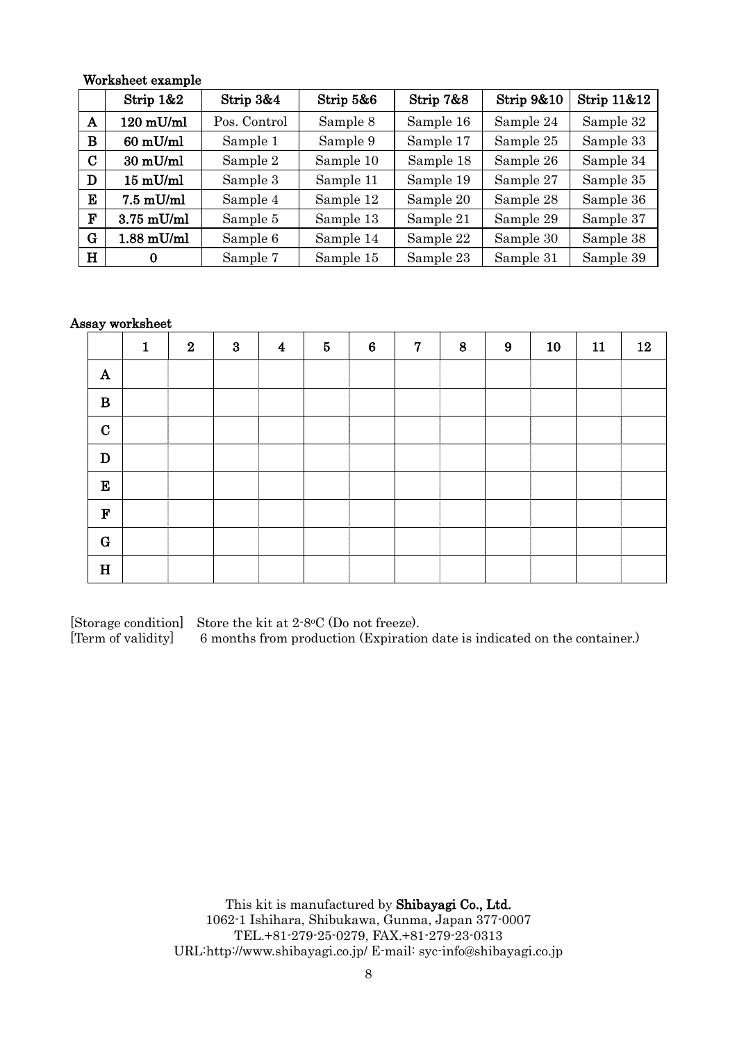**Worksheet example**

| | Strip 1&2 | Strip 3&4 | Strip 5&6 | Strip 7&8 | Strip 9&10 | Strip 11&12 |
|---|---|---|---|---|---|---|
| **A** | **120 mU/ml** | Pos. Control | Sample 8 | Sample 16 | Sample 24 | Sample 32 |
| **B** | **60 mU/ml** | Sample 1 | Sample 9 | Sample 17 | Sample 25 | Sample 33 |
| **C** | **30 mU/ml** | Sample 2 | Sample 10 | Sample 18 | Sample 26 | Sample 34 |
| **D** | **15 mU/ml** | Sample 3 | Sample 11 | Sample 19 | Sample 27 | Sample 35 |
| **E** | **7.5 mU/ml** | Sample 4 | Sample 12 | Sample 20 | Sample 28 | Sample 36 |
| **F** | **3.75 mU/ml** | Sample 5 | Sample 13 | Sample 21 | Sample 29 | Sample 37 |
| **G** | **1.88 mU/ml** | Sample 6 | Sample 14 | Sample 22 | Sample 30 | Sample 38 |
| **H** | **0** | Sample 7 | Sample 15 | Sample 23 | Sample 31 | Sample 39 |

**Assay worksheet**

| | 1 | 2 | 3 | 4 | 5 | 6 | 7 | 8 | 9 | 10 | 11 | 12 |
|---|---|---|---|---|---|---|---|---|---|---|---|---|
| **A** | | | | | | | | | | | | |
| **B** | | | | | | | | | | | | |
| **C** | | | | | | | | | | | | |
| **D** | | | | | | | | | | | | |
| **E** | | | | | | | | | | | | |
| **F** | | | | | | | | | | | | |
| **G** | | | | | | | | | | | | |
| **H** | | | | | | | | | | | | |

[Storage condition] Store the kit at 2-8°C (Do not freeze).
[Term of validity] 6 months from production (Expiration date is indicated on the container.)

This kit is manufactured by **Shibayagi Co., Ltd.**
1062-1 Ishihara, Shibukawa, Gunma, Japan 377-0007
TEL.+81-279-25-0279, FAX.+81-279-23-0313
URL:http://www.shibayagi.co.jp/ E-mail: syc-info@shibayagi.co.jp